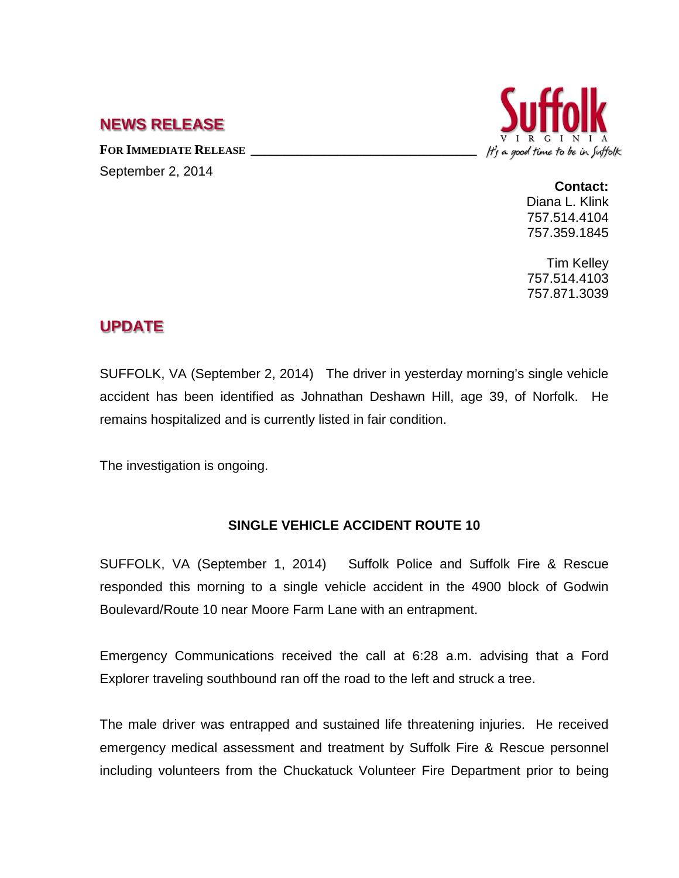## NEWS RELEASE

**FOR IMMEDIATE RELEASE**

September 2, 2014

**Contact:**
Diana L. Klink
757.514.4104
757.359.1845

Tim Kelley
757.514.4103
757.871.3039

## UPDATE

SUFFOLK, VA (September 2, 2014) The driver in yesterday morning's single vehicle accident has been identified as Johnathan Deshawn Hill, age 39, of Norfolk. He remains hospitalized and is currently listed in fair condition.

The investigation is ongoing.

**SINGLE VEHICLE ACCIDENT ROUTE 10**

SUFFOLK, VA (September 1, 2014) Suffolk Police and Suffolk Fire & Rescue responded this morning to a single vehicle accident in the 4900 block of Godwin Boulevard/Route 10 near Moore Farm Lane with an entrapment.

Emergency Communications received the call at 6:28 a.m. advising that a Ford Explorer traveling southbound ran off the road to the left and struck a tree.

The male driver was entrapped and sustained life threatening injuries. He received emergency medical assessment and treatment by Suffolk Fire & Rescue personnel including volunteers from the Chuckatuck Volunteer Fire Department prior to being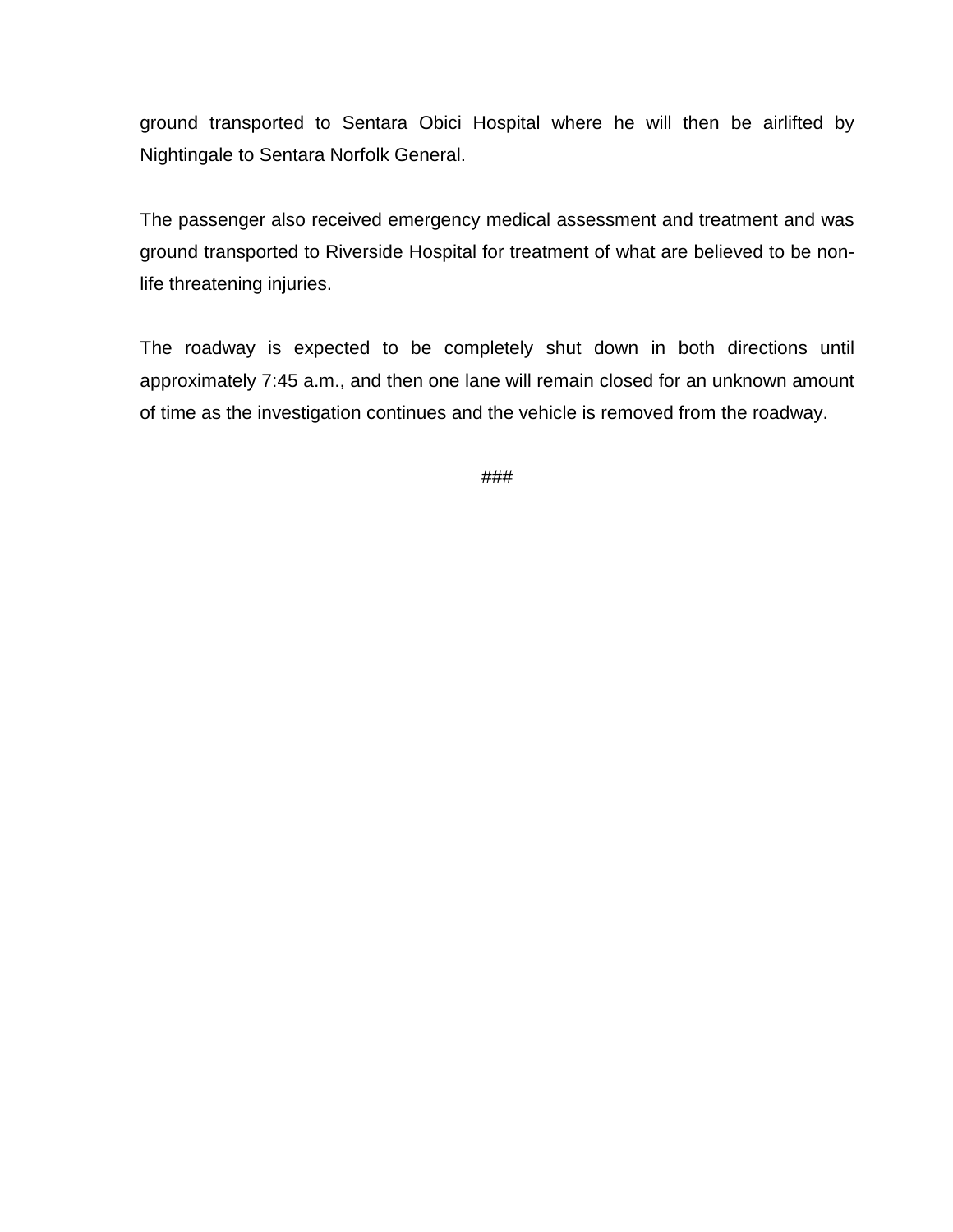ground transported to Sentara Obici Hospital where he will then be airlifted by Nightingale to Sentara Norfolk General.

The passenger also received emergency medical assessment and treatment and was ground transported to Riverside Hospital for treatment of what are believed to be non-life threatening injuries.

The roadway is expected to be completely shut down in both directions until approximately 7:45 a.m., and then one lane will remain closed for an unknown amount of time as the investigation continues and the vehicle is removed from the roadway.

###